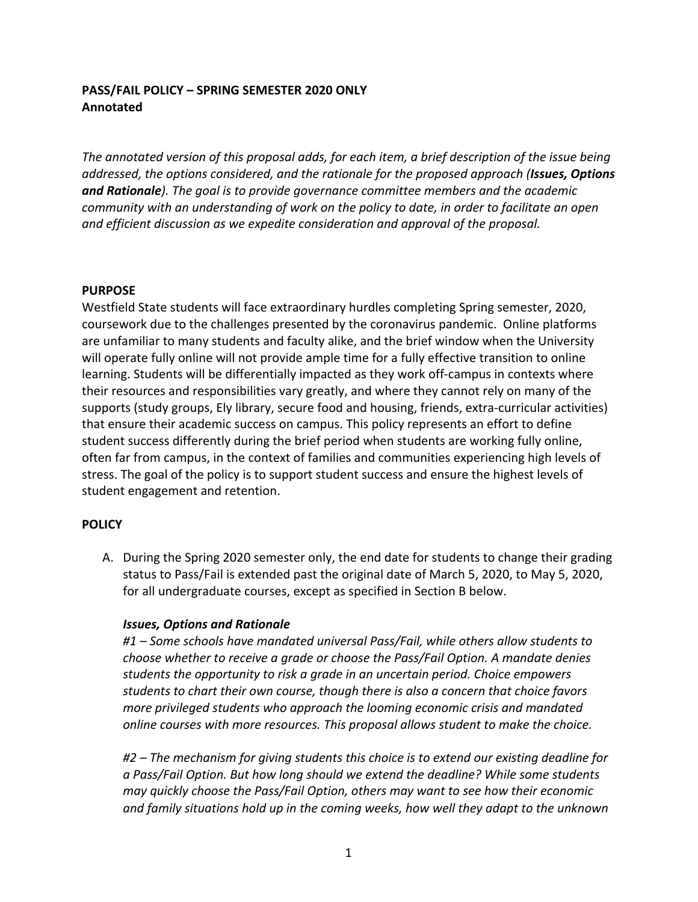**PASS/FAIL POLICY – SPRING SEMESTER 2020 ONLY**
**Annotated**

*The annotated version of this proposal adds, for each item, a brief description of the issue being addressed, the options considered, and the rationale for the proposed approach (**Issues, Options and Rationale**). The goal is to provide governance committee members and the academic community with an understanding of work on the policy to date, in order to facilitate an open and efficient discussion as we expedite consideration and approval of the proposal.*

**PURPOSE**

Westfield State students will face extraordinary hurdles completing Spring semester, 2020, coursework due to the challenges presented by the coronavirus pandemic. Online platforms are unfamiliar to many students and faculty alike, and the brief window when the University will operate fully online will not provide ample time for a fully effective transition to online learning. Students will be differentially impacted as they work off-campus in contexts where their resources and responsibilities vary greatly, and where they cannot rely on many of the supports (study groups, Ely library, secure food and housing, friends, extra-curricular activities) that ensure their academic success on campus. This policy represents an effort to define student success differently during the brief period when students are working fully online, often far from campus, in the context of families and communities experiencing high levels of stress. The goal of the policy is to support student success and ensure the highest levels of student engagement and retention.

**POLICY**

A. During the Spring 2020 semester only, the end date for students to change their grading status to Pass/Fail is extended past the original date of March 5, 2020, to May 5, 2020, for all undergraduate courses, except as specified in Section B below.

   ***Issues, Options and Rationale***

   *#1 – Some schools have mandated universal Pass/Fail, while others allow students to choose whether to receive a grade or choose the Pass/Fail Option. A mandate denies students the opportunity to risk a grade in an uncertain period. Choice empowers students to chart their own course, though there is also a concern that choice favors more privileged students who approach the looming economic crisis and mandated online courses with more resources. This proposal allows student to make the choice.*

   *#2 – The mechanism for giving students this choice is to extend our existing deadline for a Pass/Fail Option. But how long should we extend the deadline? While some students may quickly choose the Pass/Fail Option, others may want to see how their economic and family situations hold up in the coming weeks, how well they adapt to the unknown*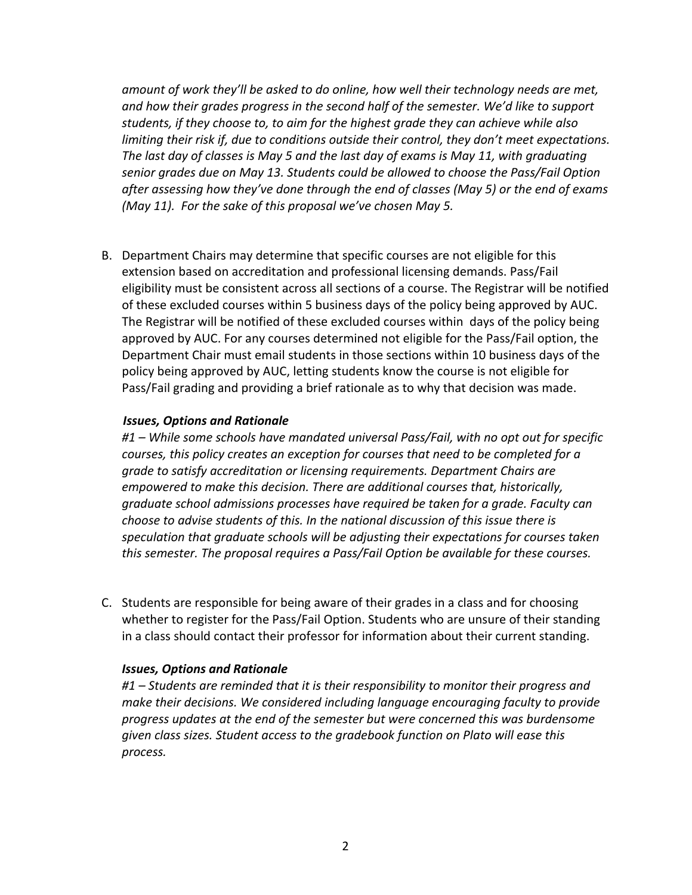*amount of work they'll be asked to do online, how well their technology needs are met, and how their grades progress in the second half of the semester. We'd like to support students, if they choose to, to aim for the highest grade they can achieve while also limiting their risk if, due to conditions outside their control, they don't meet expectations. The last day of classes is May 5 and the last day of exams is May 11, with graduating senior grades due on May 13. Students could be allowed to choose the Pass/Fail Option after assessing how they've done through the end of classes (May 5) or the end of exams (May 11). For the sake of this proposal we've chosen May 5.*

B. Department Chairs may determine that specific courses are not eligible for this extension based on accreditation and professional licensing demands. Pass/Fail eligibility must be consistent across all sections of a course. The Registrar will be notified of these excluded courses within 5 business days of the policy being approved by AUC. The Registrar will be notified of these excluded courses within  days of the policy being approved by AUC. For any courses determined not eligible for the Pass/Fail option, the Department Chair must email students in those sections within 10 business days of the policy being approved by AUC, letting students know the course is not eligible for Pass/Fail grading and providing a brief rationale as to why that decision was made.

***Issues, Options and Rationale***

*#1 – While some schools have mandated universal Pass/Fail, with no opt out for specific courses, this policy creates an exception for courses that need to be completed for a grade to satisfy accreditation or licensing requirements. Department Chairs are empowered to make this decision. There are additional courses that, historically, graduate school admissions processes have required be taken for a grade. Faculty can choose to advise students of this. In the national discussion of this issue there is speculation that graduate schools will be adjusting their expectations for courses taken this semester. The proposal requires a Pass/Fail Option be available for these courses.*

C. Students are responsible for being aware of their grades in a class and for choosing whether to register for the Pass/Fail Option. Students who are unsure of their standing in a class should contact their professor for information about their current standing.

***Issues, Options and Rationale***

*#1 – Students are reminded that it is their responsibility to monitor their progress and make their decisions. We considered including language encouraging faculty to provide progress updates at the end of the semester but were concerned this was burdensome given class sizes. Student access to the gradebook function on Plato will ease this process.*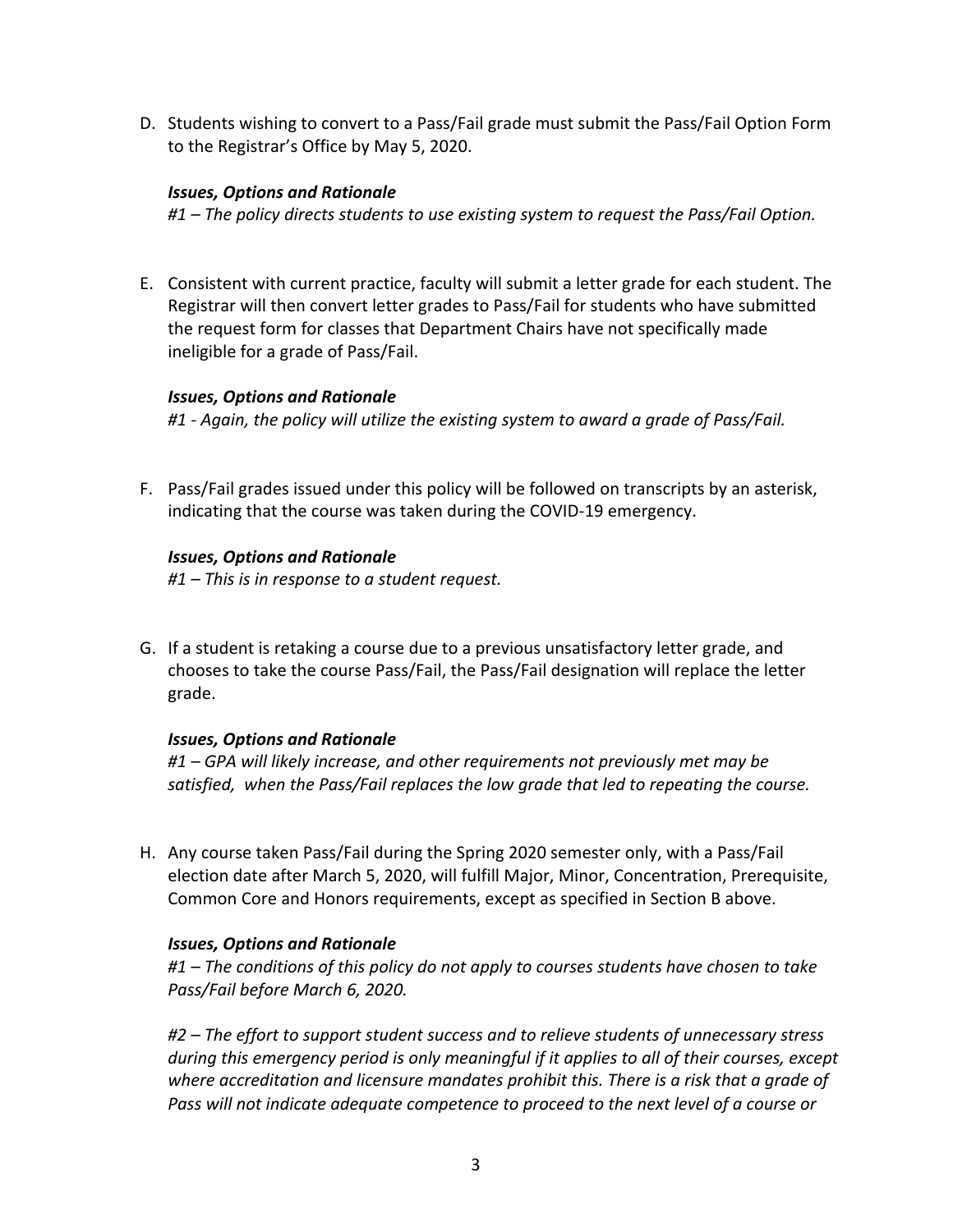D. Students wishing to convert to a Pass/Fail grade must submit the Pass/Fail Option Form to the Registrar's Office by May 5, 2020.

***Issues, Options and Rationale***

*#1 – The policy directs students to use existing system to request the Pass/Fail Option.*

E. Consistent with current practice, faculty will submit a letter grade for each student. The Registrar will then convert letter grades to Pass/Fail for students who have submitted the request form for classes that Department Chairs have not specifically made ineligible for a grade of Pass/Fail.

***Issues, Options and Rationale***

*#1 - Again, the policy will utilize the existing system to award a grade of Pass/Fail.*

F. Pass/Fail grades issued under this policy will be followed on transcripts by an asterisk, indicating that the course was taken during the COVID-19 emergency.

***Issues, Options and Rationale***

*#1 – This is in response to a student request.*

G. If a student is retaking a course due to a previous unsatisfactory letter grade, and chooses to take the course Pass/Fail, the Pass/Fail designation will replace the letter grade.

***Issues, Options and Rationale***

*#1 – GPA will likely increase, and other requirements not previously met may be satisfied, when the Pass/Fail replaces the low grade that led to repeating the course.*

H. Any course taken Pass/Fail during the Spring 2020 semester only, with a Pass/Fail election date after March 5, 2020, will fulfill Major, Minor, Concentration, Prerequisite, Common Core and Honors requirements, except as specified in Section B above.

***Issues, Options and Rationale***

*#1 – The conditions of this policy do not apply to courses students have chosen to take Pass/Fail before March 6, 2020.*

*#2 – The effort to support student success and to relieve students of unnecessary stress during this emergency period is only meaningful if it applies to all of their courses, except where accreditation and licensure mandates prohibit this. There is a risk that a grade of Pass will not indicate adequate competence to proceed to the next level of a course or*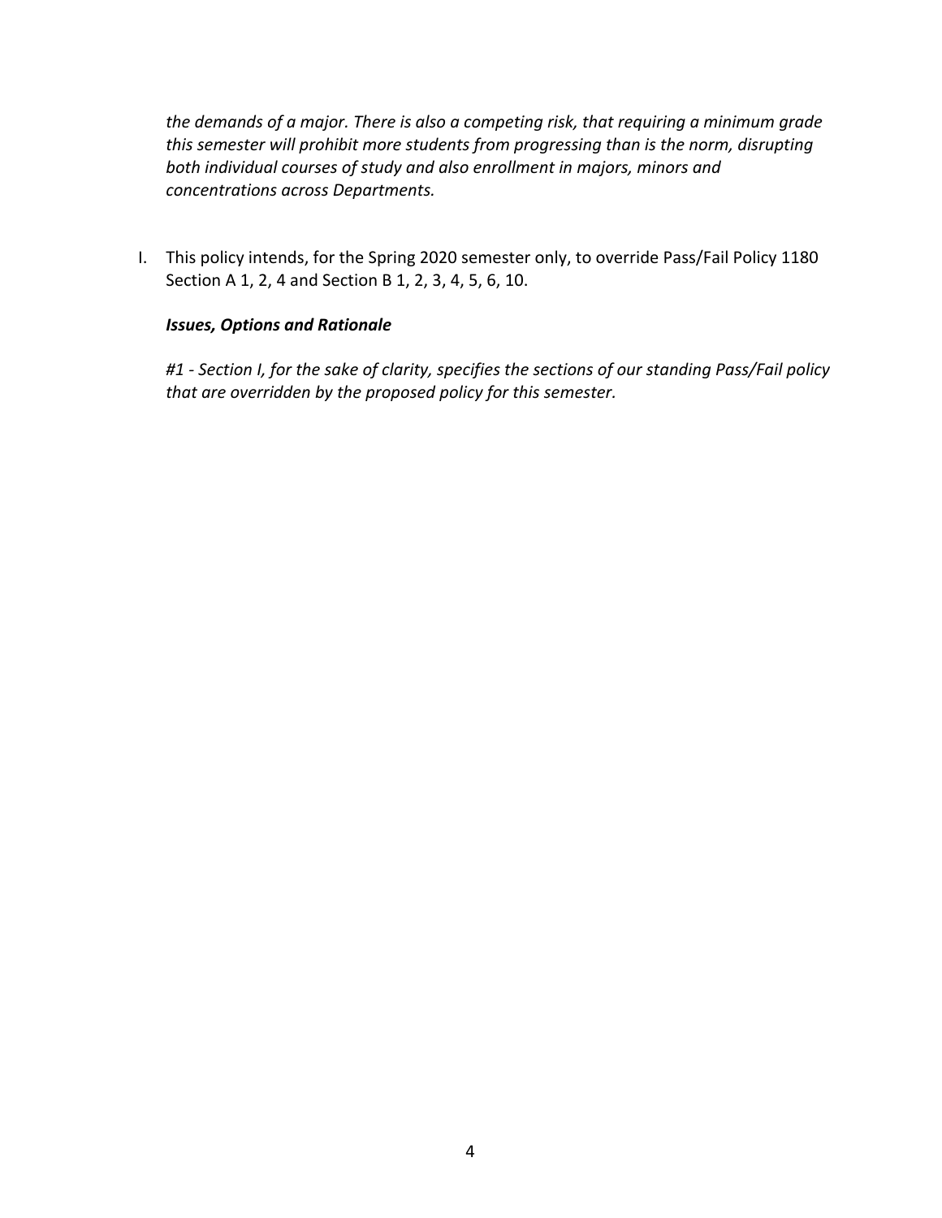*the demands of a major. There is also a competing risk, that requiring a minimum grade this semester will prohibit more students from progressing than is the norm, disrupting both individual courses of study and also enrollment in majors, minors and concentrations across Departments.*

I. This policy intends, for the Spring 2020 semester only, to override Pass/Fail Policy 1180 Section A 1, 2, 4 and Section B 1, 2, 3, 4, 5, 6, 10.

***Issues, Options and Rationale***

*#1 - Section I, for the sake of clarity, specifies the sections of our standing Pass/Fail policy that are overridden by the proposed policy for this semester.*